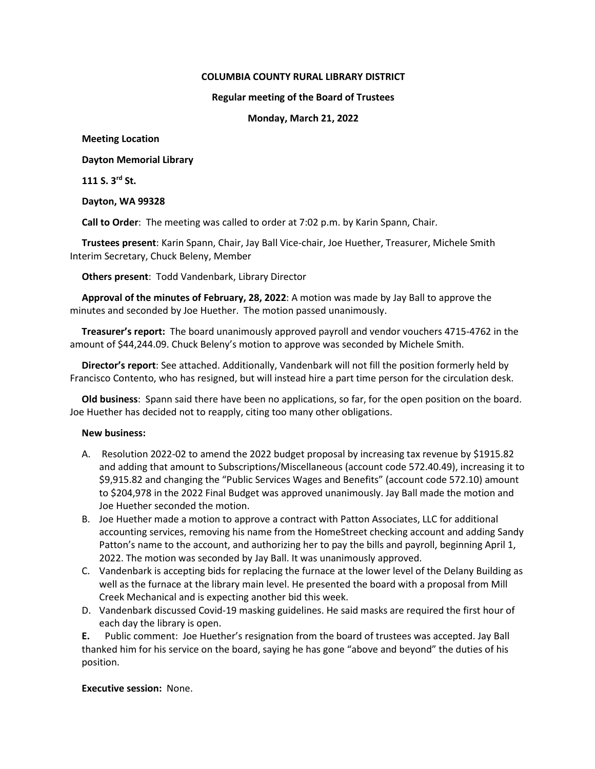**COLUMBIA COUNTY RURAL LIBRARY DISTRICT**

**Regular meeting of the Board of Trustees**

**Monday, March 21, 2022**

**Meeting Location**

**Dayton Memorial Library**

**111 S. 3rd St.**

**Dayton, WA 99328**

**Call to Order**: The meeting was called to order at 7:02 p.m. by Karin Spann, Chair.

**Trustees present**: Karin Spann, Chair, Jay Ball Vice-chair, Joe Huether, Treasurer, Michele Smith Interim Secretary, Chuck Beleny, Member

**Others present**: Todd Vandenbark, Library Director

**Approval of the minutes of February, 28, 2022**: A motion was made by Jay Ball to approve the minutes and seconded by Joe Huether. The motion passed unanimously.

**Treasurer's report:** The board unanimously approved payroll and vendor vouchers 4715-4762 in the amount of $44,244.09. Chuck Beleny's motion to approve was seconded by Michele Smith.

**Director's report**: See attached. Additionally, Vandenbark will not fill the position formerly held by Francisco Contento, who has resigned, but will instead hire a part time person for the circulation desk.

**Old business**: Spann said there have been no applications, so far, for the open position on the board. Joe Huether has decided not to reapply, citing too many other obligations.

**New business:**

A. Resolution 2022-02 to amend the 2022 budget proposal by increasing tax revenue by $1915.82 and adding that amount to Subscriptions/Miscellaneous (account code 572.40.49), increasing it to $9,915.82 and changing the "Public Services Wages and Benefits" (account code 572.10) amount to $204,978 in the 2022 Final Budget was approved unanimously. Jay Ball made the motion and Joe Huether seconded the motion.
B. Joe Huether made a motion to approve a contract with Patton Associates, LLC for additional accounting services, removing his name from the HomeStreet checking account and adding Sandy Patton's name to the account, and authorizing her to pay the bills and payroll, beginning April 1, 2022. The motion was seconded by Jay Ball. It was unanimously approved.
C. Vandenbark is accepting bids for replacing the furnace at the lower level of the Delany Building as well as the furnace at the library main level. He presented the board with a proposal from Mill Creek Mechanical and is expecting another bid this week.
D. Vandenbark discussed Covid-19 masking guidelines. He said masks are required the first hour of each day the library is open.

**E.** Public comment: Joe Huether's resignation from the board of trustees was accepted. Jay Ball thanked him for his service on the board, saying he has gone "above and beyond" the duties of his position.

**Executive session:** None.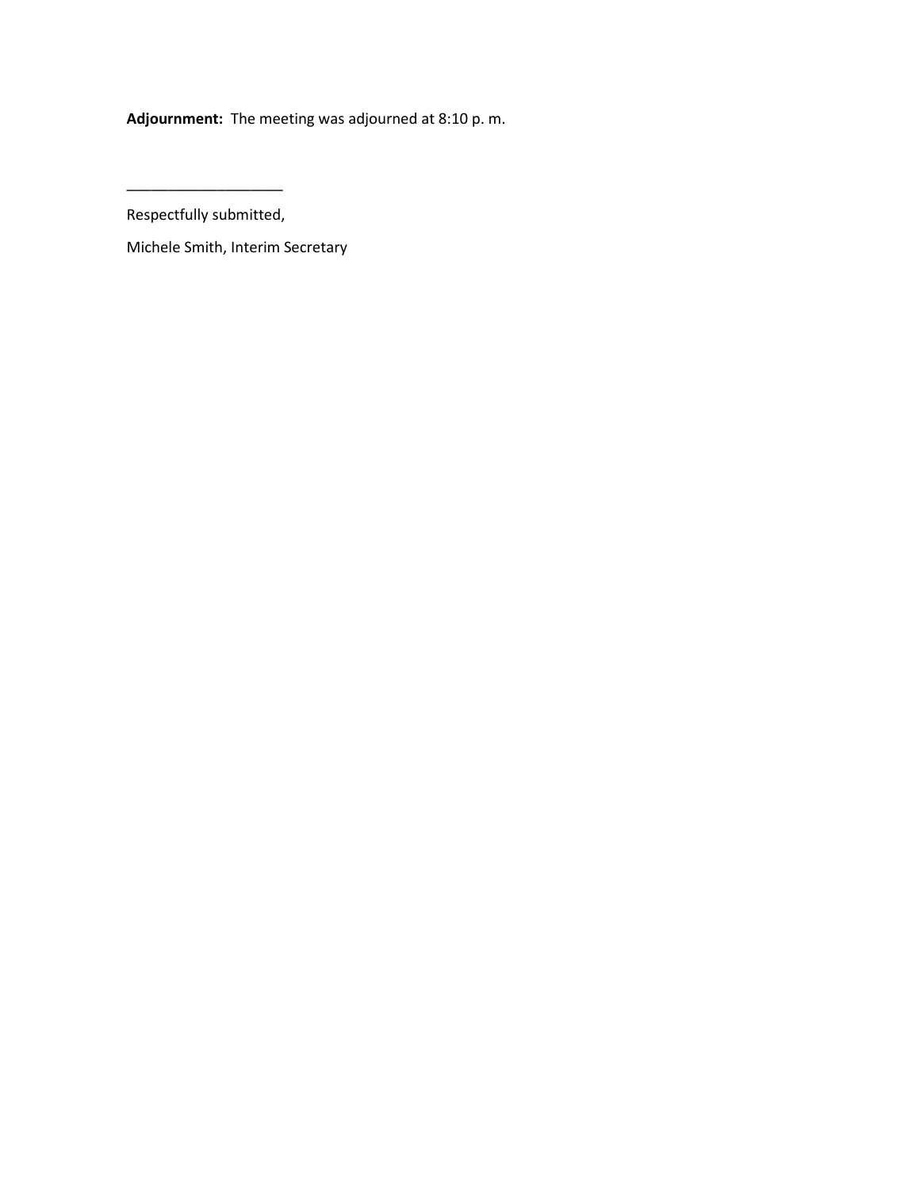**Adjournment:** The meeting was adjourned at 8:10 p. m.

___________________

Respectfully submitted,

Michele Smith, Interim Secretary